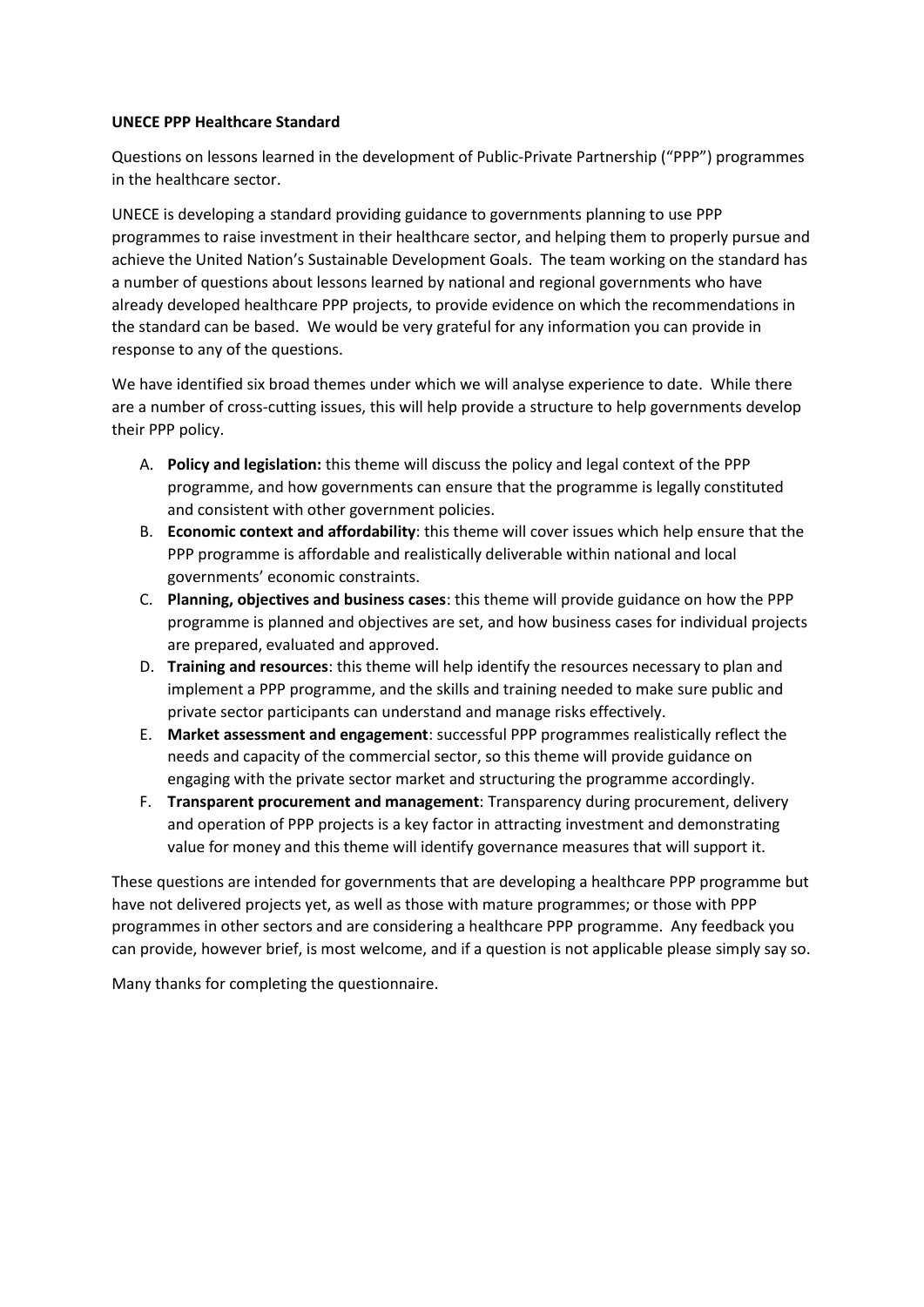**UNECE PPP Healthcare Standard**

Questions on lessons learned in the development of Public-Private Partnership ("PPP") programmes in the healthcare sector.

UNECE is developing a standard providing guidance to governments planning to use PPP programmes to raise investment in their healthcare sector, and helping them to properly pursue and achieve the United Nation's Sustainable Development Goals. The team working on the standard has a number of questions about lessons learned by national and regional governments who have already developed healthcare PPP projects, to provide evidence on which the recommendations in the standard can be based. We would be very grateful for any information you can provide in response to any of the questions.

We have identified six broad themes under which we will analyse experience to date. While there are a number of cross-cutting issues, this will help provide a structure to help governments develop their PPP policy.

A. **Policy and legislation:** this theme will discuss the policy and legal context of the PPP programme, and how governments can ensure that the programme is legally constituted and consistent with other government policies.
B. **Economic context and affordability**: this theme will cover issues which help ensure that the PPP programme is affordable and realistically deliverable within national and local governments' economic constraints.
C. **Planning, objectives and business cases**: this theme will provide guidance on how the PPP programme is planned and objectives are set, and how business cases for individual projects are prepared, evaluated and approved.
D. **Training and resources**: this theme will help identify the resources necessary to plan and implement a PPP programme, and the skills and training needed to make sure public and private sector participants can understand and manage risks effectively.
E. **Market assessment and engagement**: successful PPP programmes realistically reflect the needs and capacity of the commercial sector, so this theme will provide guidance on engaging with the private sector market and structuring the programme accordingly.
F. **Transparent procurement and management**: Transparency during procurement, delivery and operation of PPP projects is a key factor in attracting investment and demonstrating value for money and this theme will identify governance measures that will support it.

These questions are intended for governments that are developing a healthcare PPP programme but have not delivered projects yet, as well as those with mature programmes; or those with PPP programmes in other sectors and are considering a healthcare PPP programme. Any feedback you can provide, however brief, is most welcome, and if a question is not applicable please simply say so.

Many thanks for completing the questionnaire.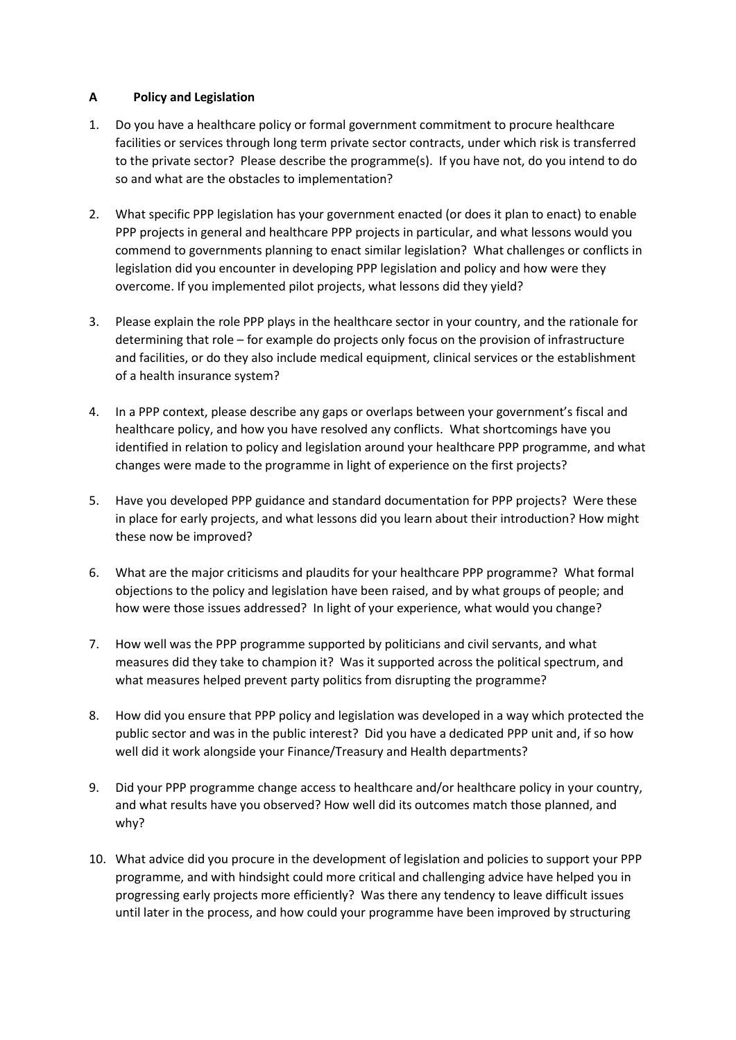## A Policy and Legislation

1. Do you have a healthcare policy or formal government commitment to procure healthcare facilities or services through long term private sector contracts, under which risk is transferred to the private sector? Please describe the programme(s). If you have not, do you intend to do so and what are the obstacles to implementation?

2. What specific PPP legislation has your government enacted (or does it plan to enact) to enable PPP projects in general and healthcare PPP projects in particular, and what lessons would you commend to governments planning to enact similar legislation? What challenges or conflicts in legislation did you encounter in developing PPP legislation and policy and how were they overcome. If you implemented pilot projects, what lessons did they yield?

3. Please explain the role PPP plays in the healthcare sector in your country, and the rationale for determining that role – for example do projects only focus on the provision of infrastructure and facilities, or do they also include medical equipment, clinical services or the establishment of a health insurance system?

4. In a PPP context, please describe any gaps or overlaps between your government's fiscal and healthcare policy, and how you have resolved any conflicts. What shortcomings have you identified in relation to policy and legislation around your healthcare PPP programme, and what changes were made to the programme in light of experience on the first projects?

5. Have you developed PPP guidance and standard documentation for PPP projects? Were these in place for early projects, and what lessons did you learn about their introduction? How might these now be improved?

6. What are the major criticisms and plaudits for your healthcare PPP programme? What formal objections to the policy and legislation have been raised, and by what groups of people; and how were those issues addressed? In light of your experience, what would you change?

7. How well was the PPP programme supported by politicians and civil servants, and what measures did they take to champion it? Was it supported across the political spectrum, and what measures helped prevent party politics from disrupting the programme?

8. How did you ensure that PPP policy and legislation was developed in a way which protected the public sector and was in the public interest? Did you have a dedicated PPP unit and, if so how well did it work alongside your Finance/Treasury and Health departments?

9. Did your PPP programme change access to healthcare and/or healthcare policy in your country, and what results have you observed? How well did its outcomes match those planned, and why?

10. What advice did you procure in the development of legislation and policies to support your PPP programme, and with hindsight could more critical and challenging advice have helped you in progressing early projects more efficiently? Was there any tendency to leave difficult issues until later in the process, and how could your programme have been improved by structuring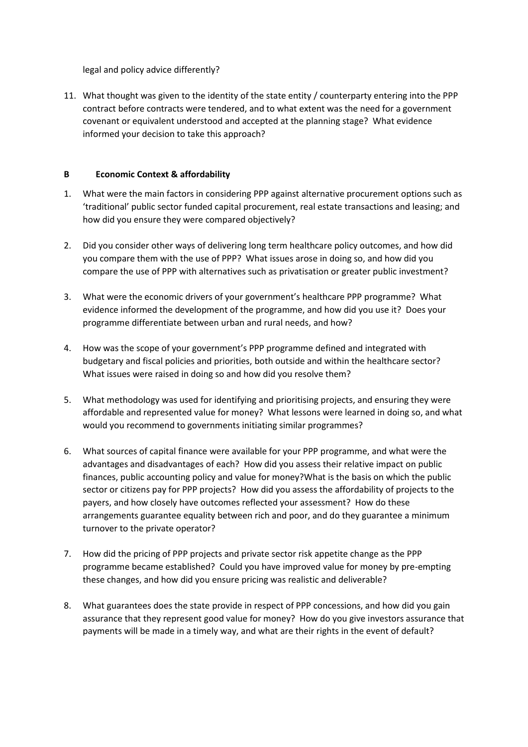legal and policy advice differently?

11. What thought was given to the identity of the state entity / counterparty entering into the PPP contract before contracts were tendered, and to what extent was the need for a government covenant or equivalent understood and accepted at the planning stage? What evidence informed your decision to take this approach?

## B Economic Context & affordability

1. What were the main factors in considering PPP against alternative procurement options such as 'traditional' public sector funded capital procurement, real estate transactions and leasing; and how did you ensure they were compared objectively?

2. Did you consider other ways of delivering long term healthcare policy outcomes, and how did you compare them with the use of PPP? What issues arose in doing so, and how did you compare the use of PPP with alternatives such as privatisation or greater public investment?

3. What were the economic drivers of your government's healthcare PPP programme? What evidence informed the development of the programme, and how did you use it? Does your programme differentiate between urban and rural needs, and how?

4. How was the scope of your government's PPP programme defined and integrated with budgetary and fiscal policies and priorities, both outside and within the healthcare sector? What issues were raised in doing so and how did you resolve them?

5. What methodology was used for identifying and prioritising projects, and ensuring they were affordable and represented value for money? What lessons were learned in doing so, and what would you recommend to governments initiating similar programmes?

6. What sources of capital finance were available for your PPP programme, and what were the advantages and disadvantages of each? How did you assess their relative impact on public finances, public accounting policy and value for money?What is the basis on which the public sector or citizens pay for PPP projects? How did you assess the affordability of projects to the payers, and how closely have outcomes reflected your assessment? How do these arrangements guarantee equality between rich and poor, and do they guarantee a minimum turnover to the private operator?

7. How did the pricing of PPP projects and private sector risk appetite change as the PPP programme became established? Could you have improved value for money by pre-empting these changes, and how did you ensure pricing was realistic and deliverable?

8. What guarantees does the state provide in respect of PPP concessions, and how did you gain assurance that they represent good value for money? How do you give investors assurance that payments will be made in a timely way, and what are their rights in the event of default?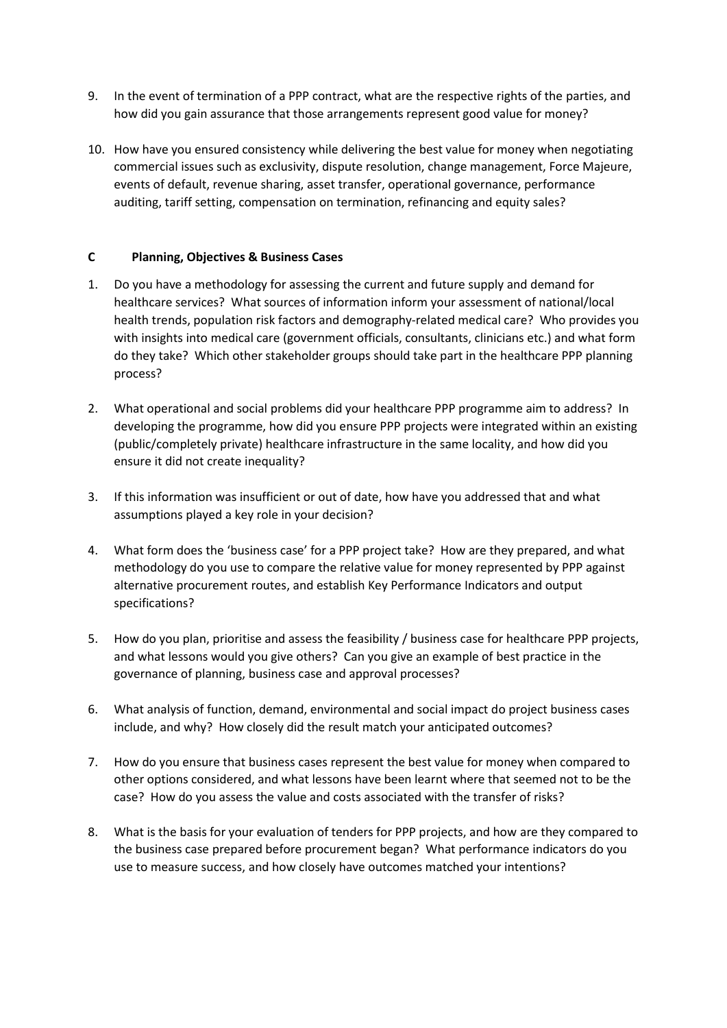9. In the event of termination of a PPP contract, what are the respective rights of the parties, and how did you gain assurance that those arrangements represent good value for money?

10. How have you ensured consistency while delivering the best value for money when negotiating commercial issues such as exclusivity, dispute resolution, change management, Force Majeure, events of default, revenue sharing, asset transfer, operational governance, performance auditing, tariff setting, compensation on termination, refinancing and equity sales?

## C Planning, Objectives & Business Cases

1. Do you have a methodology for assessing the current and future supply and demand for healthcare services? What sources of information inform your assessment of national/local health trends, population risk factors and demography-related medical care? Who provides you with insights into medical care (government officials, consultants, clinicians etc.) and what form do they take? Which other stakeholder groups should take part in the healthcare PPP planning process?

2. What operational and social problems did your healthcare PPP programme aim to address? In developing the programme, how did you ensure PPP projects were integrated within an existing (public/completely private) healthcare infrastructure in the same locality, and how did you ensure it did not create inequality?

3. If this information was insufficient or out of date, how have you addressed that and what assumptions played a key role in your decision?

4. What form does the 'business case' for a PPP project take? How are they prepared, and what methodology do you use to compare the relative value for money represented by PPP against alternative procurement routes, and establish Key Performance Indicators and output specifications?

5. How do you plan, prioritise and assess the feasibility / business case for healthcare PPP projects, and what lessons would you give others? Can you give an example of best practice in the governance of planning, business case and approval processes?

6. What analysis of function, demand, environmental and social impact do project business cases include, and why? How closely did the result match your anticipated outcomes?

7. How do you ensure that business cases represent the best value for money when compared to other options considered, and what lessons have been learnt where that seemed not to be the case? How do you assess the value and costs associated with the transfer of risks?

8. What is the basis for your evaluation of tenders for PPP projects, and how are they compared to the business case prepared before procurement began? What performance indicators do you use to measure success, and how closely have outcomes matched your intentions?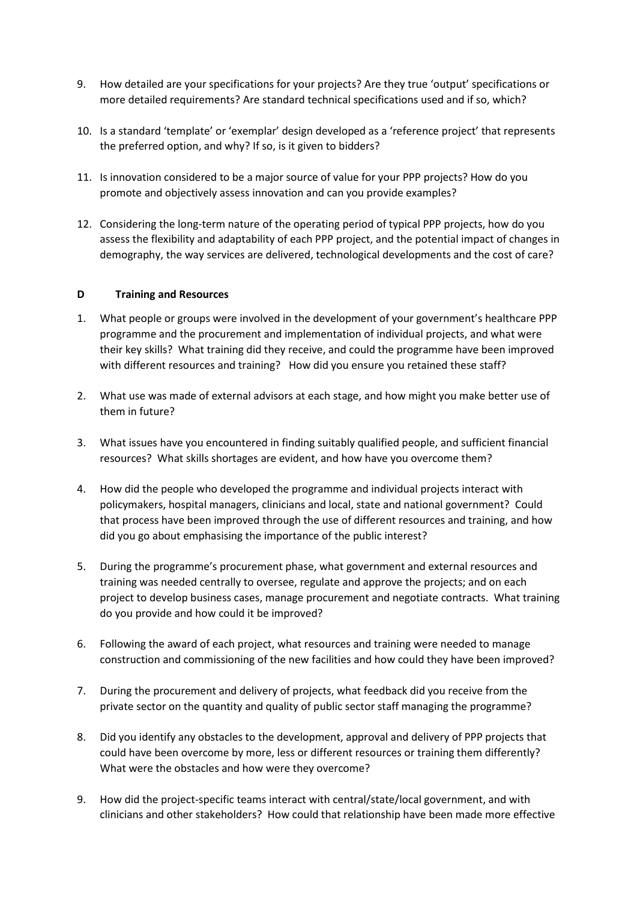9. How detailed are your specifications for your projects? Are they true 'output' specifications or more detailed requirements? Are standard technical specifications used and if so, which?

10. Is a standard 'template' or 'exemplar' design developed as a 'reference project' that represents the preferred option, and why? If so, is it given to bidders?

11. Is innovation considered to be a major source of value for your PPP projects? How do you promote and objectively assess innovation and can you provide examples?

12. Considering the long-term nature of the operating period of typical PPP projects, how do you assess the flexibility and adaptability of each PPP project, and the potential impact of changes in demography, the way services are delivered, technological developments and the cost of care?

## D Training and Resources

1. What people or groups were involved in the development of your government's healthcare PPP programme and the procurement and implementation of individual projects, and what were their key skills? What training did they receive, and could the programme have been improved with different resources and training? How did you ensure you retained these staff?

2. What use was made of external advisors at each stage, and how might you make better use of them in future?

3. What issues have you encountered in finding suitably qualified people, and sufficient financial resources? What skills shortages are evident, and how have you overcome them?

4. How did the people who developed the programme and individual projects interact with policymakers, hospital managers, clinicians and local, state and national government? Could that process have been improved through the use of different resources and training, and how did you go about emphasising the importance of the public interest?

5. During the programme's procurement phase, what government and external resources and training was needed centrally to oversee, regulate and approve the projects; and on each project to develop business cases, manage procurement and negotiate contracts. What training do you provide and how could it be improved?

6. Following the award of each project, what resources and training were needed to manage construction and commissioning of the new facilities and how could they have been improved?

7. During the procurement and delivery of projects, what feedback did you receive from the private sector on the quantity and quality of public sector staff managing the programme?

8. Did you identify any obstacles to the development, approval and delivery of PPP projects that could have been overcome by more, less or different resources or training them differently? What were the obstacles and how were they overcome?

9. How did the project-specific teams interact with central/state/local government, and with clinicians and other stakeholders? How could that relationship have been made more effective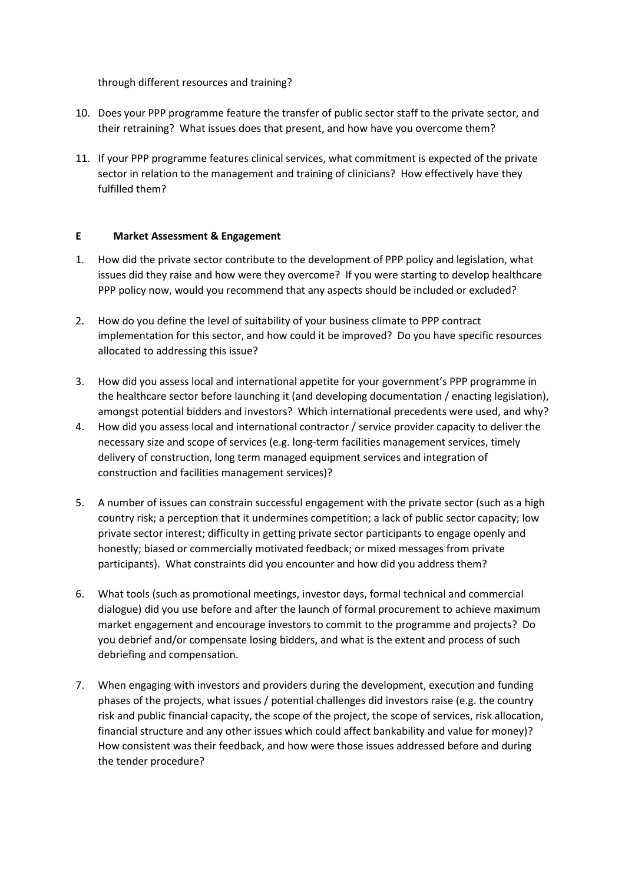through different resources and training?

10. Does your PPP programme feature the transfer of public sector staff to the private sector, and their retraining? What issues does that present, and how have you overcome them?

11. If your PPP programme features clinical services, what commitment is expected of the private sector in relation to the management and training of clinicians? How effectively have they fulfilled them?

## E Market Assessment & Engagement

1. How did the private sector contribute to the development of PPP policy and legislation, what issues did they raise and how were they overcome? If you were starting to develop healthcare PPP policy now, would you recommend that any aspects should be included or excluded?

2. How do you define the level of suitability of your business climate to PPP contract implementation for this sector, and how could it be improved? Do you have specific resources allocated to addressing this issue?

3. How did you assess local and international appetite for your government's PPP programme in the healthcare sector before launching it (and developing documentation / enacting legislation), amongst potential bidders and investors? Which international precedents were used, and why?

4. How did you assess local and international contractor / service provider capacity to deliver the necessary size and scope of services (e.g. long-term facilities management services, timely delivery of construction, long term managed equipment services and integration of construction and facilities management services)?

5. A number of issues can constrain successful engagement with the private sector (such as a high country risk; a perception that it undermines competition; a lack of public sector capacity; low private sector interest; difficulty in getting private sector participants to engage openly and honestly; biased or commercially motivated feedback; or mixed messages from private participants). What constraints did you encounter and how did you address them?

6. What tools (such as promotional meetings, investor days, formal technical and commercial dialogue) did you use before and after the launch of formal procurement to achieve maximum market engagement and encourage investors to commit to the programme and projects? Do you debrief and/or compensate losing bidders, and what is the extent and process of such debriefing and compensation.

7. When engaging with investors and providers during the development, execution and funding phases of the projects, what issues / potential challenges did investors raise (e.g. the country risk and public financial capacity, the scope of the project, the scope of services, risk allocation, financial structure and any other issues which could affect bankability and value for money)? How consistent was their feedback, and how were those issues addressed before and during the tender procedure?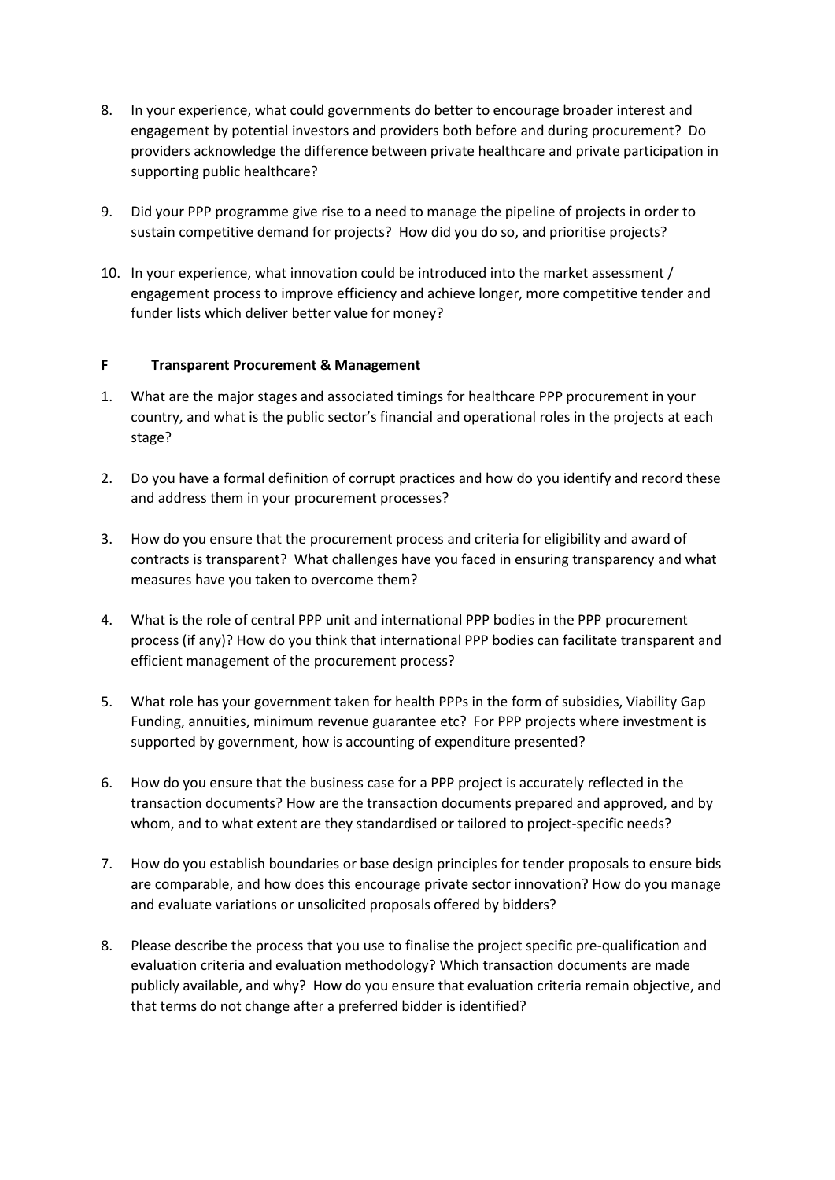8. In your experience, what could governments do better to encourage broader interest and engagement by potential investors and providers both before and during procurement? Do providers acknowledge the difference between private healthcare and private participation in supporting public healthcare?

9. Did your PPP programme give rise to a need to manage the pipeline of projects in order to sustain competitive demand for projects? How did you do so, and prioritise projects?

10. In your experience, what innovation could be introduced into the market assessment / engagement process to improve efficiency and achieve longer, more competitive tender and funder lists which deliver better value for money?

## F Transparent Procurement & Management

1. What are the major stages and associated timings for healthcare PPP procurement in your country, and what is the public sector's financial and operational roles in the projects at each stage?

2. Do you have a formal definition of corrupt practices and how do you identify and record these and address them in your procurement processes?

3. How do you ensure that the procurement process and criteria for eligibility and award of contracts is transparent? What challenges have you faced in ensuring transparency and what measures have you taken to overcome them?

4. What is the role of central PPP unit and international PPP bodies in the PPP procurement process (if any)? How do you think that international PPP bodies can facilitate transparent and efficient management of the procurement process?

5. What role has your government taken for health PPPs in the form of subsidies, Viability Gap Funding, annuities, minimum revenue guarantee etc? For PPP projects where investment is supported by government, how is accounting of expenditure presented?

6. How do you ensure that the business case for a PPP project is accurately reflected in the transaction documents? How are the transaction documents prepared and approved, and by whom, and to what extent are they standardised or tailored to project-specific needs?

7. How do you establish boundaries or base design principles for tender proposals to ensure bids are comparable, and how does this encourage private sector innovation? How do you manage and evaluate variations or unsolicited proposals offered by bidders?

8. Please describe the process that you use to finalise the project specific pre-qualification and evaluation criteria and evaluation methodology? Which transaction documents are made publicly available, and why? How do you ensure that evaluation criteria remain objective, and that terms do not change after a preferred bidder is identified?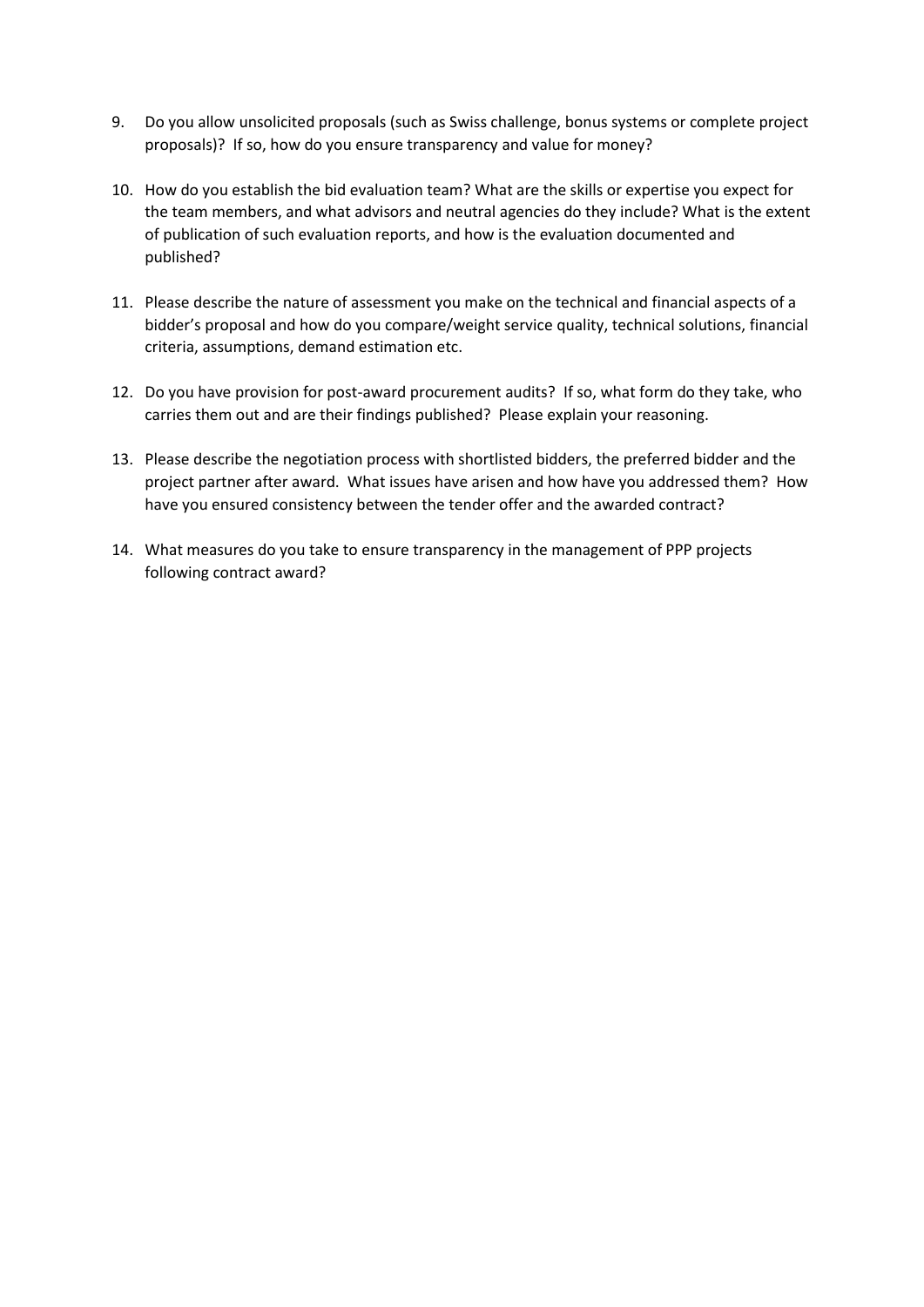9. Do you allow unsolicited proposals (such as Swiss challenge, bonus systems or complete project proposals)? If so, how do you ensure transparency and value for money?

10. How do you establish the bid evaluation team? What are the skills or expertise you expect for the team members, and what advisors and neutral agencies do they include? What is the extent of publication of such evaluation reports, and how is the evaluation documented and published?

11. Please describe the nature of assessment you make on the technical and financial aspects of a bidder's proposal and how do you compare/weight service quality, technical solutions, financial criteria, assumptions, demand estimation etc.

12. Do you have provision for post-award procurement audits? If so, what form do they take, who carries them out and are their findings published? Please explain your reasoning.

13. Please describe the negotiation process with shortlisted bidders, the preferred bidder and the project partner after award. What issues have arisen and how have you addressed them? How have you ensured consistency between the tender offer and the awarded contract?

14. What measures do you take to ensure transparency in the management of PPP projects following contract award?